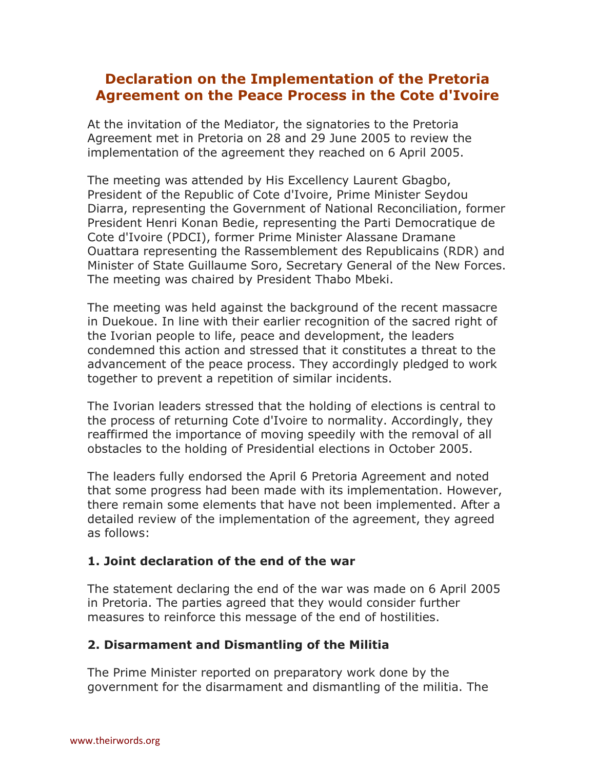# Declaration on the Implementation of the Pretoria Agreement on the Peace Process in the Cote d'Ivoire

At the invitation of the Mediator, the signatories to the Pretoria Agreement met in Pretoria on 28 and 29 June 2005 to review the implementation of the agreement they reached on 6 April 2005.

The meeting was attended by His Excellency Laurent Gbagbo, President of the Republic of Cote d'Ivoire, Prime Minister Seydou Diarra, representing the Government of National Reconciliation, former President Henri Konan Bedie, representing the Parti Democratique de Cote d'Ivoire (PDCI), former Prime Minister Alassane Dramane Ouattara representing the Rassemblement des Republicains (RDR) and Minister of State Guillaume Soro, Secretary General of the New Forces. The meeting was chaired by President Thabo Mbeki.

The meeting was held against the background of the recent massacre in Duekoue. In line with their earlier recognition of the sacred right of the Ivorian people to life, peace and development, the leaders condemned this action and stressed that it constitutes a threat to the advancement of the peace process. They accordingly pledged to work together to prevent a repetition of similar incidents.

The Ivorian leaders stressed that the holding of elections is central to the process of returning Cote d'Ivoire to normality. Accordingly, they reaffirmed the importance of moving speedily with the removal of all obstacles to the holding of Presidential elections in October 2005.

The leaders fully endorsed the April 6 Pretoria Agreement and noted that some progress had been made with its implementation. However, there remain some elements that have not been implemented. After a detailed review of the implementation of the agreement, they agreed as follows:

### 1. Joint declaration of the end of the war

The statement declaring the end of the war was made on 6 April 2005 in Pretoria. The parties agreed that they would consider further measures to reinforce this message of the end of hostilities.

### 2. Disarmament and Dismantling of the Militia

The Prime Minister reported on preparatory work done by the government for the disarmament and dismantling of the militia. The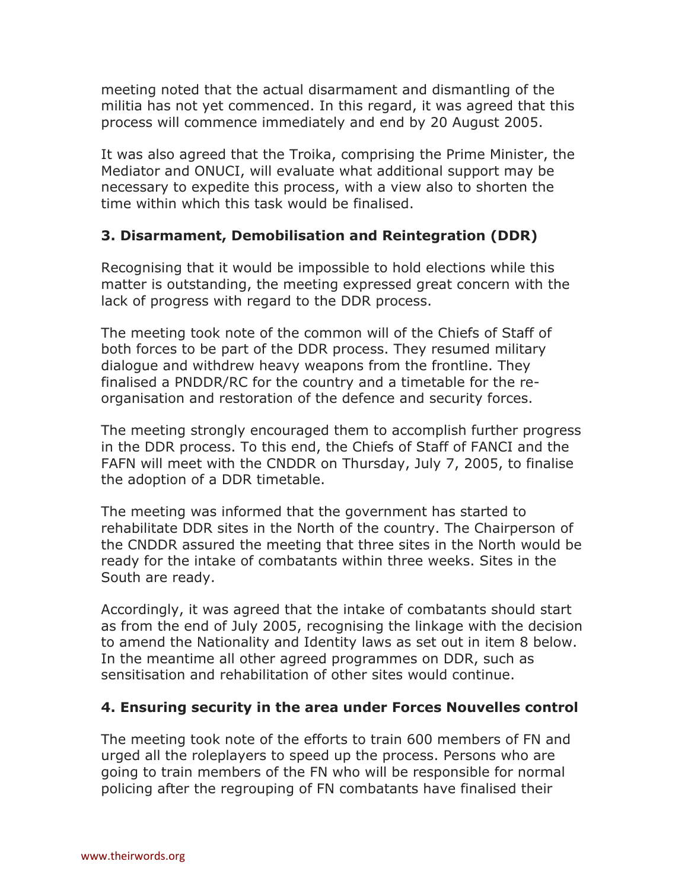meeting noted that the actual disarmament and dismantling of the militia has not yet commenced. In this regard, it was agreed that this process will commence immediately and end by 20 August 2005.

It was also agreed that the Troika, comprising the Prime Minister, the Mediator and ONUCI, will evaluate what additional support may be necessary to expedite this process, with a view also to shorten the time within which this task would be finalised.

### 3. Disarmament, Demobilisation and Reintegration (DDR)

Recognising that it would be impossible to hold elections while this matter is outstanding, the meeting expressed great concern with the lack of progress with regard to the DDR process.

The meeting took note of the common will of the Chiefs of Staff of both forces to be part of the DDR process. They resumed military dialogue and withdrew heavy weapons from the frontline. They finalised a PNDDR/RC for the country and a timetable for the re-organisation and restoration of the defence and security forces.

The meeting strongly encouraged them to accomplish further progress in the DDR process. To this end, the Chiefs of Staff of FANCI and the FAFN will meet with the CNDDR on Thursday, July 7, 2005, to finalise the adoption of a DDR timetable.

The meeting was informed that the government has started to rehabilitate DDR sites in the North of the country. The Chairperson of the CNDDR assured the meeting that three sites in the North would be ready for the intake of combatants within three weeks. Sites in the South are ready.

Accordingly, it was agreed that the intake of combatants should start as from the end of July 2005, recognising the linkage with the decision to amend the Nationality and Identity laws as set out in item 8 below. In the meantime all other agreed programmes on DDR, such as sensitisation and rehabilitation of other sites would continue.

### 4. Ensuring security in the area under Forces Nouvelles control

The meeting took note of the efforts to train 600 members of FN and urged all the roleplayers to speed up the process. Persons who are going to train members of the FN who will be responsible for normal policing after the regrouping of FN combatants have finalised their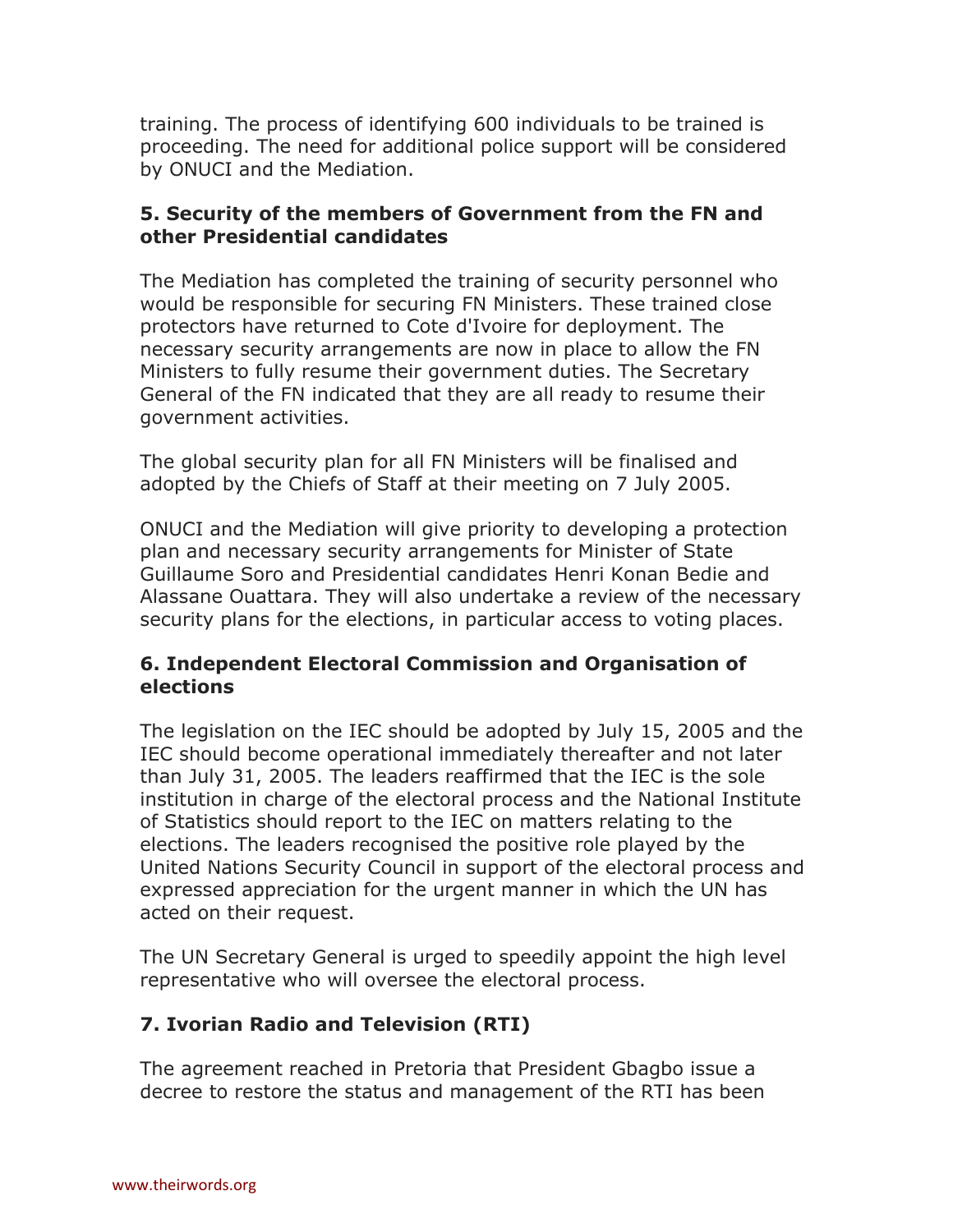training. The process of identifying 600 individuals to be trained is proceeding. The need for additional police support will be considered by ONUCI and the Mediation.

### 5. Security of the members of Government from the FN and other Presidential candidates

The Mediation has completed the training of security personnel who would be responsible for securing FN Ministers. These trained close protectors have returned to Cote d'Ivoire for deployment. The necessary security arrangements are now in place to allow the FN Ministers to fully resume their government duties. The Secretary General of the FN indicated that they are all ready to resume their government activities.

The global security plan for all FN Ministers will be finalised and adopted by the Chiefs of Staff at their meeting on 7 July 2005.

ONUCI and the Mediation will give priority to developing a protection plan and necessary security arrangements for Minister of State Guillaume Soro and Presidential candidates Henri Konan Bedie and Alassane Ouattara. They will also undertake a review of the necessary security plans for the elections, in particular access to voting places.

### 6. Independent Electoral Commission and Organisation of elections

The legislation on the IEC should be adopted by July 15, 2005 and the IEC should become operational immediately thereafter and not later than July 31, 2005. The leaders reaffirmed that the IEC is the sole institution in charge of the electoral process and the National Institute of Statistics should report to the IEC on matters relating to the elections. The leaders recognised the positive role played by the United Nations Security Council in support of the electoral process and expressed appreciation for the urgent manner in which the UN has acted on their request.

The UN Secretary General is urged to speedily appoint the high level representative who will oversee the electoral process.

### 7. Ivorian Radio and Television (RTI)

The agreement reached in Pretoria that President Gbagbo issue a decree to restore the status and management of the RTI has been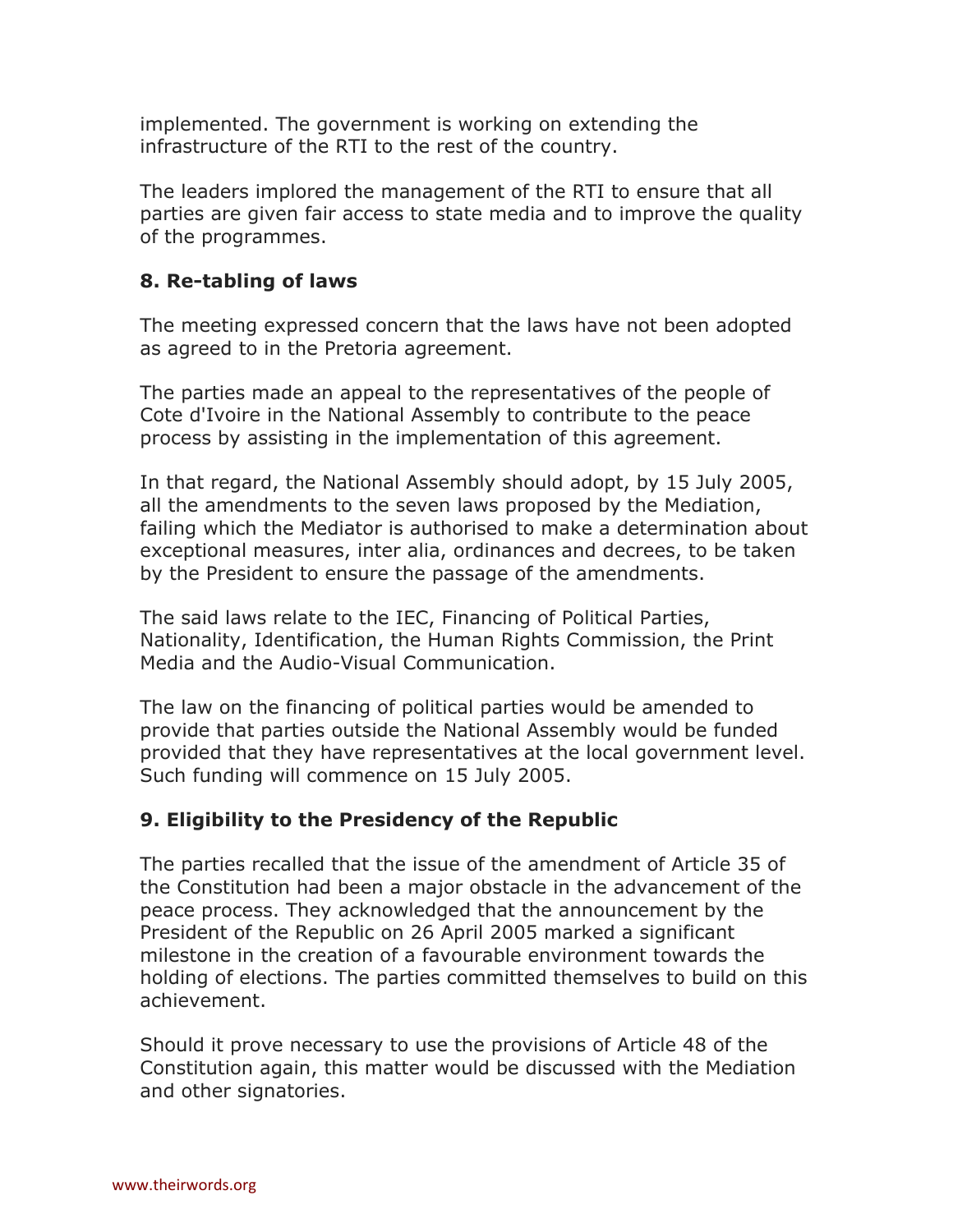implemented. The government is working on extending the infrastructure of the RTI to the rest of the country.

The leaders implored the management of the RTI to ensure that all parties are given fair access to state media and to improve the quality of the programmes.

### 8. Re-tabling of laws

The meeting expressed concern that the laws have not been adopted as agreed to in the Pretoria agreement.

The parties made an appeal to the representatives of the people of Cote d'Ivoire in the National Assembly to contribute to the peace process by assisting in the implementation of this agreement.

In that regard, the National Assembly should adopt, by 15 July 2005, all the amendments to the seven laws proposed by the Mediation, failing which the Mediator is authorised to make a determination about exceptional measures, inter alia, ordinances and decrees, to be taken by the President to ensure the passage of the amendments.

The said laws relate to the IEC, Financing of Political Parties, Nationality, Identification, the Human Rights Commission, the Print Media and the Audio-Visual Communication.

The law on the financing of political parties would be amended to provide that parties outside the National Assembly would be funded provided that they have representatives at the local government level. Such funding will commence on 15 July 2005.

### 9. Eligibility to the Presidency of the Republic

The parties recalled that the issue of the amendment of Article 35 of the Constitution had been a major obstacle in the advancement of the peace process. They acknowledged that the announcement by the President of the Republic on 26 April 2005 marked a significant milestone in the creation of a favourable environment towards the holding of elections. The parties committed themselves to build on this achievement.

Should it prove necessary to use the provisions of Article 48 of the Constitution again, this matter would be discussed with the Mediation and other signatories.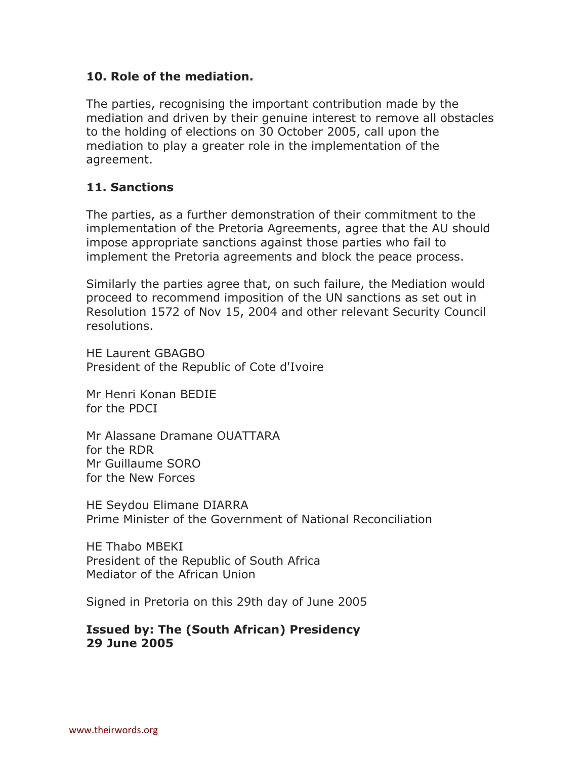**10. Role of the mediation.**

The parties, recognising the important contribution made by the mediation and driven by their genuine interest to remove all obstacles to the holding of elections on 30 October 2005, call upon the mediation to play a greater role in the implementation of the agreement.

**11. Sanctions**

The parties, as a further demonstration of their commitment to the implementation of the Pretoria Agreements, agree that the AU should impose appropriate sanctions against those parties who fail to implement the Pretoria agreements and block the peace process.

Similarly the parties agree that, on such failure, the Mediation would proceed to recommend imposition of the UN sanctions as set out in Resolution 1572 of Nov 15, 2004 and other relevant Security Council resolutions.

HE Laurent GBAGBO
President of the Republic of Cote d'Ivoire

Mr Henri Konan BEDIE
for the PDCI

Mr Alassane Dramane OUATTARA
for the RDR
Mr Guillaume SORO
for the New Forces

HE Seydou Elimane DIARRA
Prime Minister of the Government of National Reconciliation

HE Thabo MBEKI
President of the Republic of South Africa
Mediator of the African Union

Signed in Pretoria on this 29th day of June 2005

**Issued by: The (South African) Presidency**
**29 June 2005**